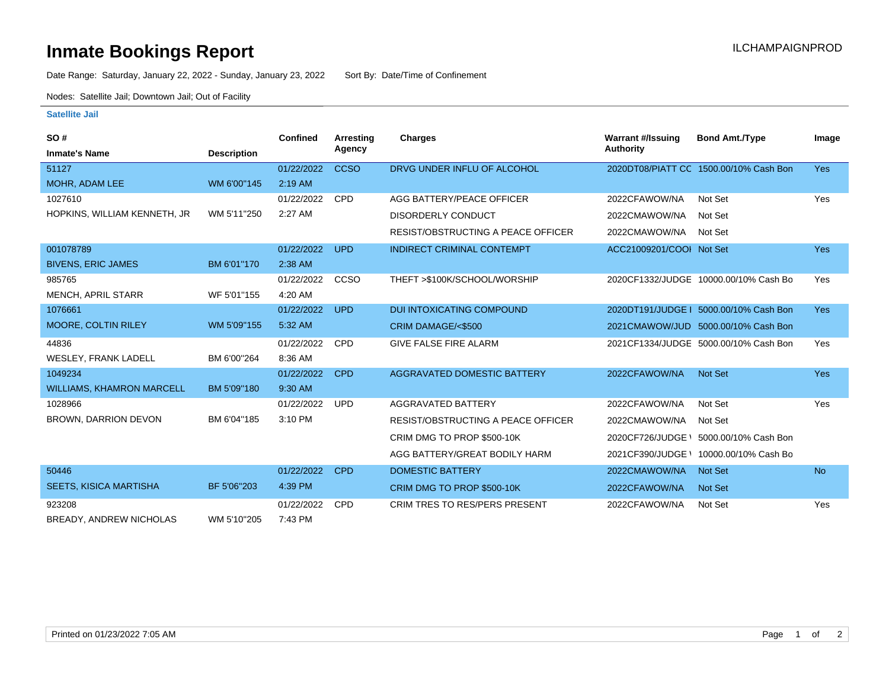# Inmate Bookings Report

ILCHAMPAIGNPROD

Date Range: Saturday, January 22, 2022 - Sunday, January 23, 2022 Sort By: Date/Time of Confinement

Nodes: Satellite Jail; Downtown Jail; Out of Facility

## Satellite Jail

| SO # / Inmate's Name | Description | Confined | Arresting Agency | Charges | Warrant #/Issuing Authority | Bond Amt./Type | Image |
|---|---|---|---|---|---|---|---|
| 51127 MOHR, ADAM LEE | WM 6'00"145 | 01/22/2022 2:19 AM | CCSO | DRVG UNDER INFLU OF ALCOHOL | 2020DT08/PIATT CC | 1500.00/10% Cash Bon | Yes |
| 1027610 HOPKINS, WILLIAM KENNETH, JR | WM 5'11"250 | 01/22/2022 2:27 AM | CPD | AGG BATTERY/PEACE OFFICER | 2022CFAWOW/NA | Not Set | Yes |
| | | | | DISORDERLY CONDUCT | 2022CMAWOW/NA | Not Set | |
| | | | | RESIST/OBSTRUCTING A PEACE OFFICER | 2022CMAWOW/NA | Not Set | |
| 001078789 BIVENS, ERIC JAMES | BM 6'01"170 | 01/22/2022 2:38 AM | UPD | INDIRECT CRIMINAL CONTEMPT | ACC21009201/COOI | Not Set | Yes |
| 985765 MENCH, APRIL STARR | WF 5'01"155 | 01/22/2022 4:20 AM | CCSO | THEFT >$100K/SCHOOL/WORSHIP | 2020CF1332/JUDGE | 10000.00/10% Cash Bo | Yes |
| 1076661 MOORE, COLTIN RILEY | WM 5'09"155 | 01/22/2022 5:32 AM | UPD | DUI INTOXICATING COMPOUND | 2020DT191/JUDGE I | 5000.00/10% Cash Bon | Yes |
| | | | | CRIM DAMAGE/<$500 | 2021CMAWOW/JUD | 5000.00/10% Cash Bon | |
| 44836 WESLEY, FRANK LADELL | BM 6'00"264 | 01/22/2022 8:36 AM | CPD | GIVE FALSE FIRE ALARM | 2021CF1334/JUDGE | 5000.00/10% Cash Bon | Yes |
| 1049234 WILLIAMS, KHAMRON MARCELL | BM 5'09"180 | 01/22/2022 9:30 AM | CPD | AGGRAVATED DOMESTIC BATTERY | 2022CFAWOW/NA | Not Set | Yes |
| 1028966 BROWN, DARRION DEVON | BM 6'04"185 | 01/22/2022 3:10 PM | UPD | AGGRAVATED BATTERY | 2022CFAWOW/NA | Not Set | Yes |
| | | | | RESIST/OBSTRUCTING A PEACE OFFICER | 2022CMAWOW/NA | Not Set | |
| | | | | CRIM DMG TO PROP $500-10K | 2020CF726/JUDGE \ | 5000.00/10% Cash Bon | |
| | | | | AGG BATTERY/GREAT BODILY HARM | 2021CF390/JUDGE \ | 10000.00/10% Cash Bo | |
| 50446 SEETS, KISICA MARTISHA | BF 5'06"203 | 01/22/2022 4:39 PM | CPD | DOMESTIC BATTERY | 2022CMAWOW/NA | Not Set | No |
| | | | | CRIM DMG TO PROP $500-10K | 2022CFAWOW/NA | Not Set | |
| 923208 BREADY, ANDREW NICHOLAS | WM 5'10"205 | 01/22/2022 7:43 PM | CPD | CRIM TRES TO RES/PERS PRESENT | 2022CFAWOW/NA | Not Set | Yes |

Printed on 01/23/2022 7:05 AM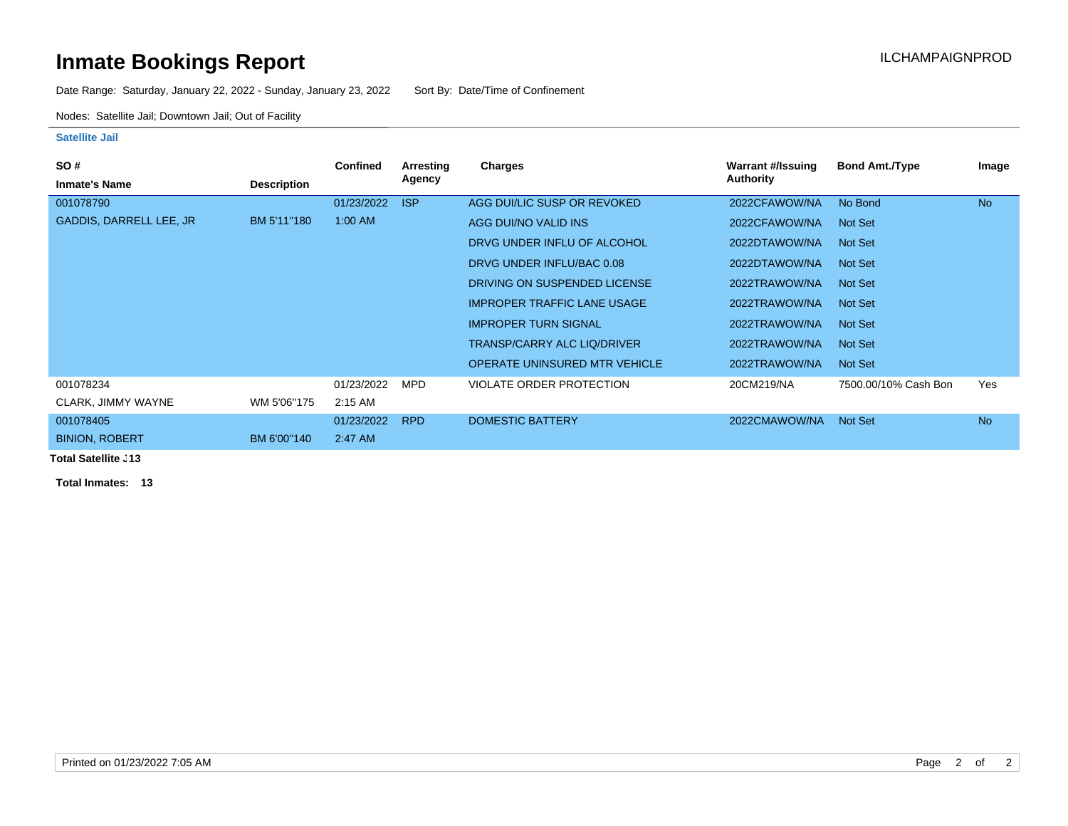# Inmate Bookings Report

ILCHAMPAIGNPROD

Date Range: Saturday, January 22, 2022 - Sunday, January 23, 2022 Sort By: Date/Time of Confinement

Nodes: Satellite Jail; Downtown Jail; Out of Facility

### Satellite Jail

| SO # / Inmate's Name | Description | Confined | Arresting Agency | Charges | Warrant #/Issuing Authority | Bond Amt./Type | Image |
|---|---|---|---|---|---|---|---|
| 001078790 GADDIS, DARRELL LEE, JR | BM 5'11"180 | 01/23/2022 1:00 AM | ISP | AGG DUI/LIC SUSP OR REVOKED | 2022CFAWOW/NA | No Bond | No |
| | | | | AGG DUI/NO VALID INS | 2022CFAWOW/NA | Not Set | |
| | | | | DRVG UNDER INFLU OF ALCOHOL | 2022DTAWOW/NA | Not Set | |
| | | | | DRVG UNDER INFLU/BAC 0.08 | 2022DTAWOW/NA | Not Set | |
| | | | | DRIVING ON SUSPENDED LICENSE | 2022TRAWOW/NA | Not Set | |
| | | | | IMPROPER TRAFFIC LANE USAGE | 2022TRAWOW/NA | Not Set | |
| | | | | IMPROPER TURN SIGNAL | 2022TRAWOW/NA | Not Set | |
| | | | | TRANSP/CARRY ALC LIQ/DRIVER | 2022TRAWOW/NA | Not Set | |
| | | | | OPERATE UNINSURED MTR VEHICLE | 2022TRAWOW/NA | Not Set | |
| 001078234 CLARK, JIMMY WAYNE | WM 5'06"175 | 01/23/2022 2:15 AM | MPD | VIOLATE ORDER PROTECTION | 20CM219/NA | 7500.00/10% Cash Bon | Yes |
| 001078405 BINION, ROBERT | BM 6'00"140 | 01/23/2022 2:47 AM | RPD | DOMESTIC BATTERY | 2022CMAWOW/NA | Not Set | No |

**Total Satellite :13**

**Total Inmates: 13**

Printed on 01/23/2022 7:05 AM